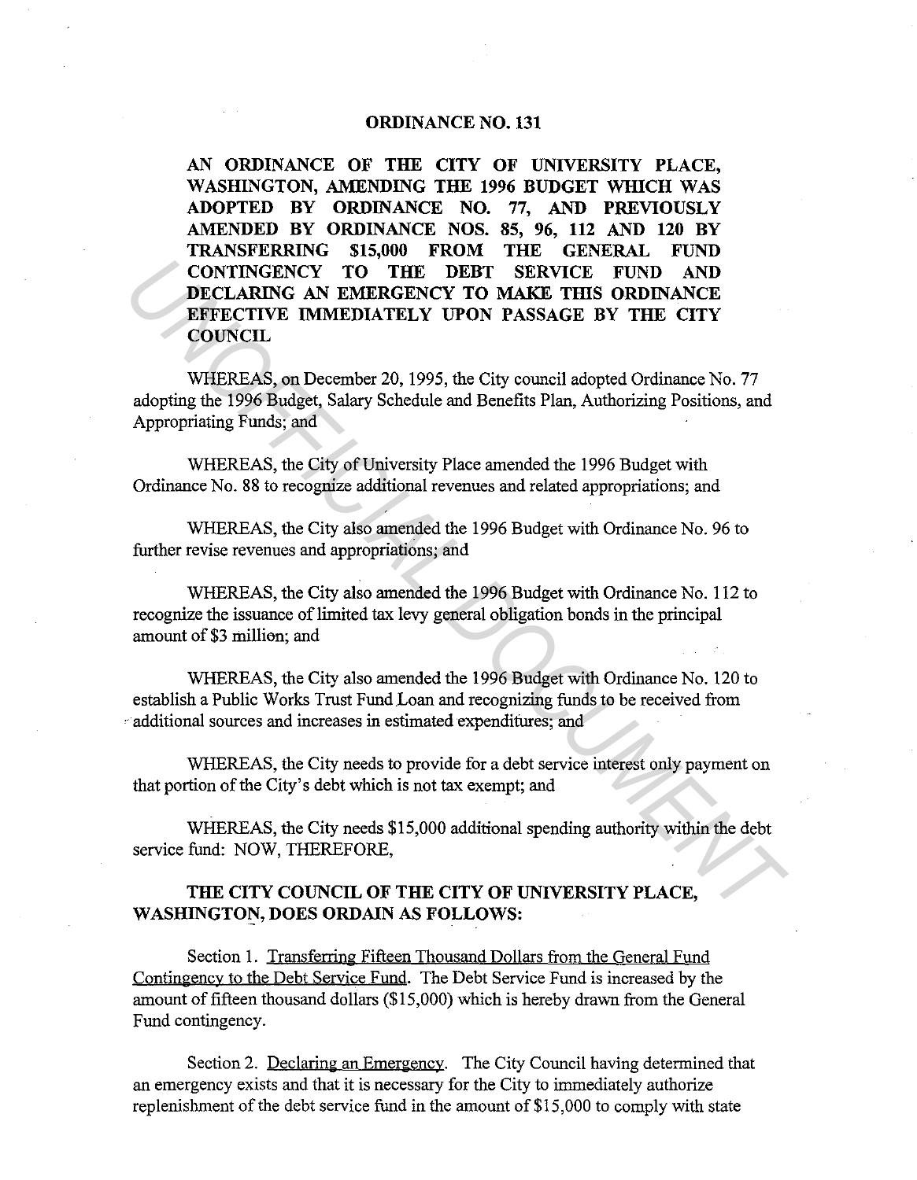# ORDINANCE NO. 131

**AN ORDINANCE OF THE CITY OF UNIVERSITY PLACE, WASHINGTON, AMENDING THE 1996 BUDGET WHICH WAS ADOPTED BY ORDINANCE NO. 77, AND PREVIOUSLY AMENDED BY ORDINANCE NOS. 85, 96, 112 AND 120 BY TRANSFERRING $15,000 FROM THE GENERAL FUND CONTINGENCY TO THE DEBT SERVICE FUND AND DECLARING AN EMERGENCY TO MAKE THIS ORDINANCE EFFECTIVE IMMEDIATELY UPON PASSAGE BY THE CITY COUNCIL**

WHEREAS, on December 20, 1995, the City council adopted Ordinance No. 77 adopting the 1996 Budget, Salary Schedule and Benefits Plan, Authorizing Positions, and Appropriating Funds; and

WHEREAS, the City of University Place amended the 1996 Budget with Ordinance No. 88 to recognize additional revenues and related appropriations; and

WHEREAS, the City also amended the 1996 Budget with Ordinance No. 96 to further revise revenues and appropriations; and

WHEREAS, the City also amended the 1996 Budget with Ordinance No. 112 to recognize the issuance of limited tax levy general obligation bonds in the principal amount of $3 million; and

WHEREAS, the City also amended the 1996 Budget with Ordinance No. 120 to establish a Public Works Trust Fund Loan and recognizing funds to be received from additional sources and increases in estimated expenditures; and

WHEREAS, the City needs to provide for a debt service interest only payment on that portion of the City's debt which is not tax exempt; and

WHEREAS, the City needs $15,000 additional spending authority within the debt service fund: NOW, THEREFORE,

**THE CITY COUNCIL OF THE CITY OF UNIVERSITY PLACE, WASHINGTON, DOES ORDAIN AS FOLLOWS:**

Section 1. Transferring Fifteen Thousand Dollars from the General Fund Contingency to the Debt Service Fund. The Debt Service Fund is increased by the amount of fifteen thousand dollars ($15,000) which is hereby drawn from the General Fund contingency.

Section 2. Declaring an Emergency. The City Council having determined that an emergency exists and that it is necessary for the City to immediately authorize replenishment of the debt service fund in the amount of $15,000 to comply with state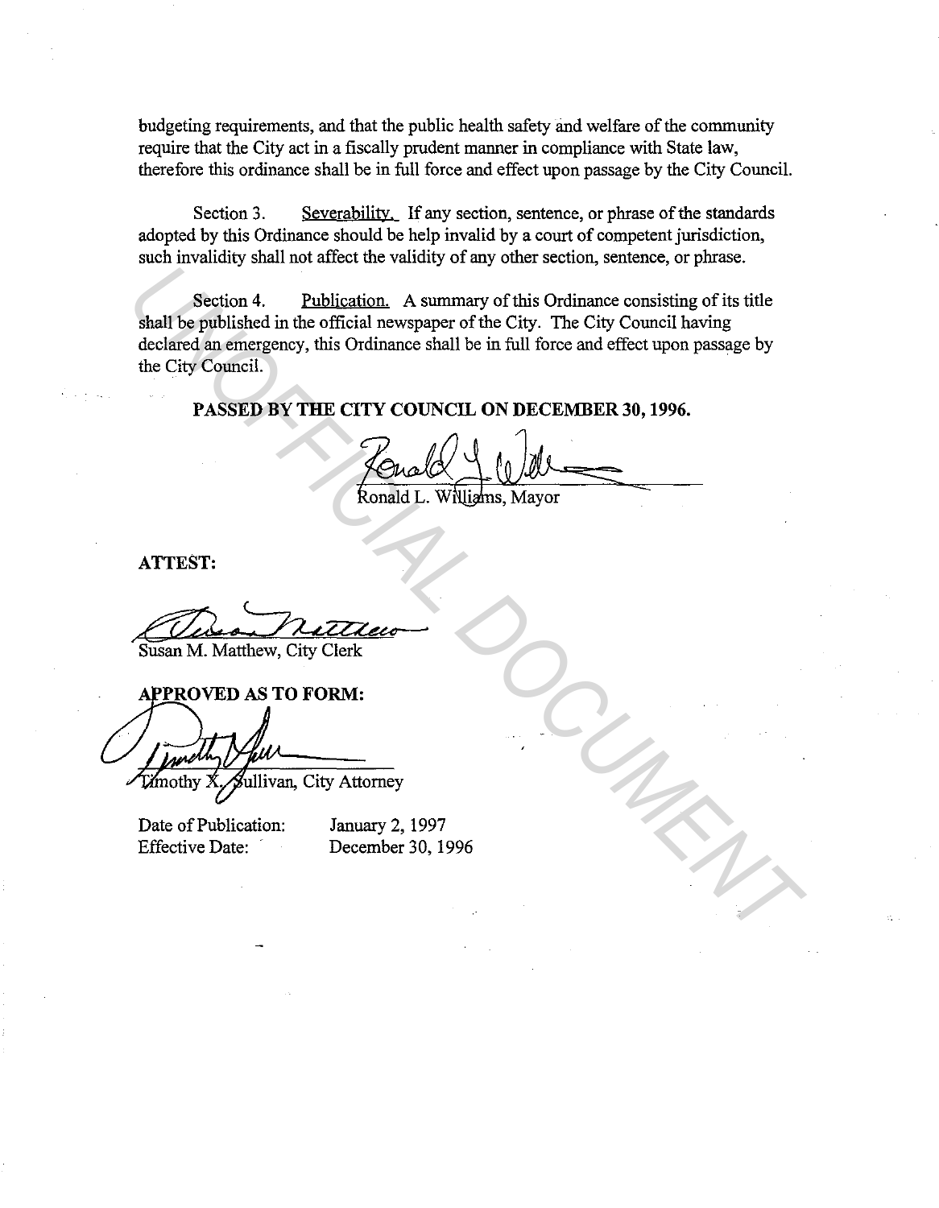budgeting requirements, and that the public health safety and welfare of the community require that the City act in a fiscally prudent manner in compliance with State law, therefore this ordinance shall be in full force and effect upon passage by the City Council.

Section 3. Severability. If any section, sentence, or phrase of the standards adopted by this Ordinance should be help invalid by a court of competent jurisdiction, such invalidity shall not affect the validity of any other section, sentence, or phrase.

Section 4. Publication. A summary of this Ordinance consisting of its title shall be published in the official newspaper of the City. The City Council having declared an emergency, this Ordinance shall be in full force and effect upon passage by the City Council.

**PASSED BY THE CITY COUNCIL ON DECEMBER 30, 1996.**

Ronald L. Williams, Mayor

**ATTEST:**

Susan M. Matthew, City Clerk

**APPROVED AS TO FORM:**

Timothy X. Sullivan, City Attorney

Date of Publication: January 2, 1997
Effective Date: December 30, 1996